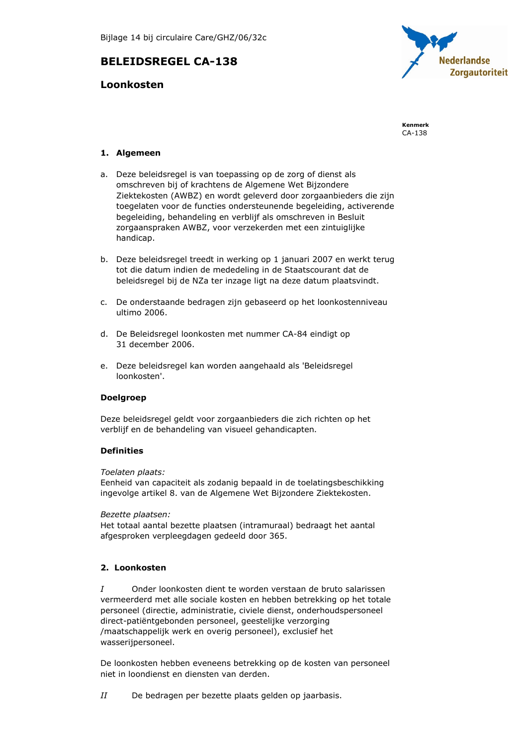Bijlage 14 bij circulaire Care/GHZ/06/32c

# BELEIDSREGEL CA-138

## Loonkosten

**Kenmerk**
CA-138

### 1. Algemeen

a. Deze beleidsregel is van toepassing op de zorg of dienst als omschreven bij of krachtens de Algemene Wet Bijzondere Ziektekosten (AWBZ) en wordt geleverd door zorgaanbieders die zijn toegelaten voor de functies ondersteunende begeleiding, activerende begeleiding, behandeling en verblijf als omschreven in Besluit zorgaanspraken AWBZ, voor verzekerden met een zintuiglijke handicap.

b. Deze beleidsregel treedt in werking op 1 januari 2007 en werkt terug tot die datum indien de mededeling in de Staatscourant dat de beleidsregel bij de NZa ter inzage ligt na deze datum plaatsvindt.

c. De onderstaande bedragen zijn gebaseerd op het loonkostenniveau ultimo 2006.

d. De Beleidsregel loonkosten met nummer CA-84 eindigt op 31 december 2006.

e. Deze beleidsregel kan worden aangehaald als 'Beleidsregel loonkosten'.

**Doelgroep**

Deze beleidsregel geldt voor zorgaanbieders die zich richten op het verblijf en de behandeling van visueel gehandicapten.

**Definities**

*Toelaten plaats:*
Eenheid van capaciteit als zodanig bepaald in de toelatingsbeschikking ingevolge artikel 8. van de Algemene Wet Bijzondere Ziektekosten.

*Bezette plaatsen:*
Het totaal aantal bezette plaatsen (intramuraal) bedraagt het aantal afgesproken verpleegdagen gedeeld door 365.

### 2. Loonkosten

*I* Onder loonkosten dient te worden verstaan de bruto salarissen vermeerderd met alle sociale kosten en hebben betrekking op het totale personeel (directie, administratie, civiele dienst, onderhoudspersoneel direct-patiëntgebonden personeel, geestelijke verzorging /maatschappelijk werk en overig personeel), exclusief het wasserijpersoneel.

De loonkosten hebben eveneens betrekking op de kosten van personeel niet in loondienst en diensten van derden.

*II* De bedragen per bezette plaats gelden op jaarbasis.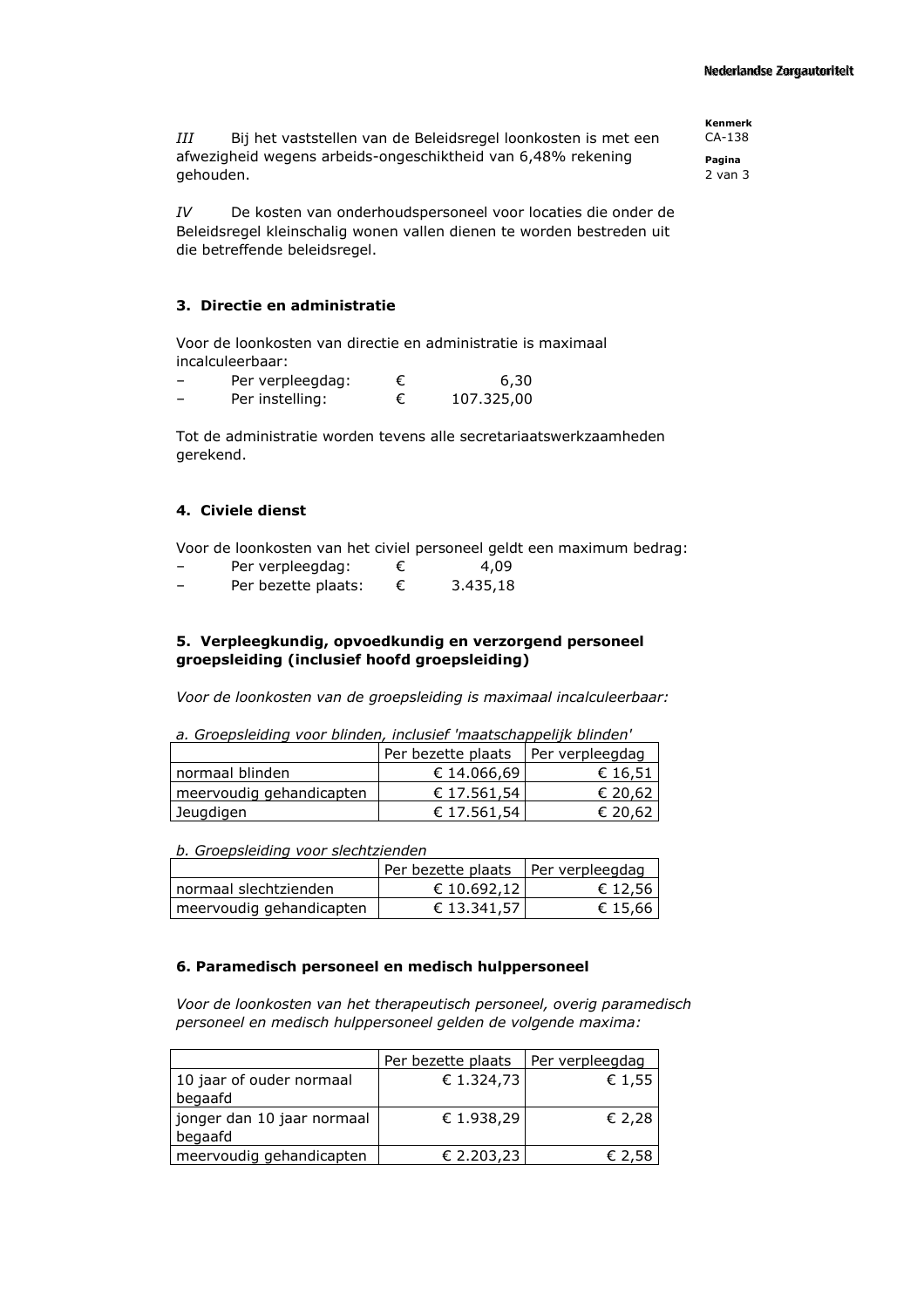*III* Bij het vaststellen van de Beleidsregel loonkosten is met een afwezigheid wegens arbeids-ongeschiktheid van 6,48% rekening gehouden.

*IV* De kosten van onderhoudspersoneel voor locaties die onder de Beleidsregel kleinschalig wonen vallen dienen te worden bestreden uit die betreffende beleidsregel.

### 3. Directie en administratie

Voor de loonkosten van directie en administratie is maximaal incalculeerbaar:

- Per verpleegdag: € 6,30
- Per instelling: € 107.325,00

Tot de administratie worden tevens alle secretariaatswerkzaamheden gerekend.

### 4. Civiele dienst

Voor de loonkosten van het civiel personeel geldt een maximum bedrag:

- Per verpleegdag: € 4,09
- Per bezette plaats: € 3.435,18

### 5. Verpleegkundig, opvoedkundig en verzorgend personeel groepsleiding (inclusief hoofd groepsleiding)

*Voor de loonkosten van de groepsleiding is maximaal incalculeerbaar:*

*a. Groepsleiding voor blinden, inclusief 'maatschappelijk blinden'*

| | Per bezette plaats | Per verpleegdag |
|---|---|---|
| normaal blinden | € 14.066,69 | € 16,51 |
| meervoudig gehandicapten | € 17.561,54 | € 20,62 |
| Jeugdigen | € 17.561,54 | € 20,62 |

*b. Groepsleiding voor slechtzienden*

| | Per bezette plaats | Per verpleegdag |
|---|---|---|
| normaal slechtzienden | € 10.692,12 | € 12,56 |
| meervoudig gehandicapten | € 13.341,57 | € 15,66 |

### 6. Paramedisch personeel en medisch hulppersoneel

*Voor de loonkosten van het therapeutisch personeel, overig paramedisch personeel en medisch hulppersoneel gelden de volgende maxima:*

| | Per bezette plaats | Per verpleegdag |
|---|---|---|
| 10 jaar of ouder normaal begaafd | € 1.324,73 | € 1,55 |
| jonger dan 10 jaar normaal begaafd | € 1.938,29 | € 2,28 |
| meervoudig gehandicapten | € 2.203,23 | € 2,58 |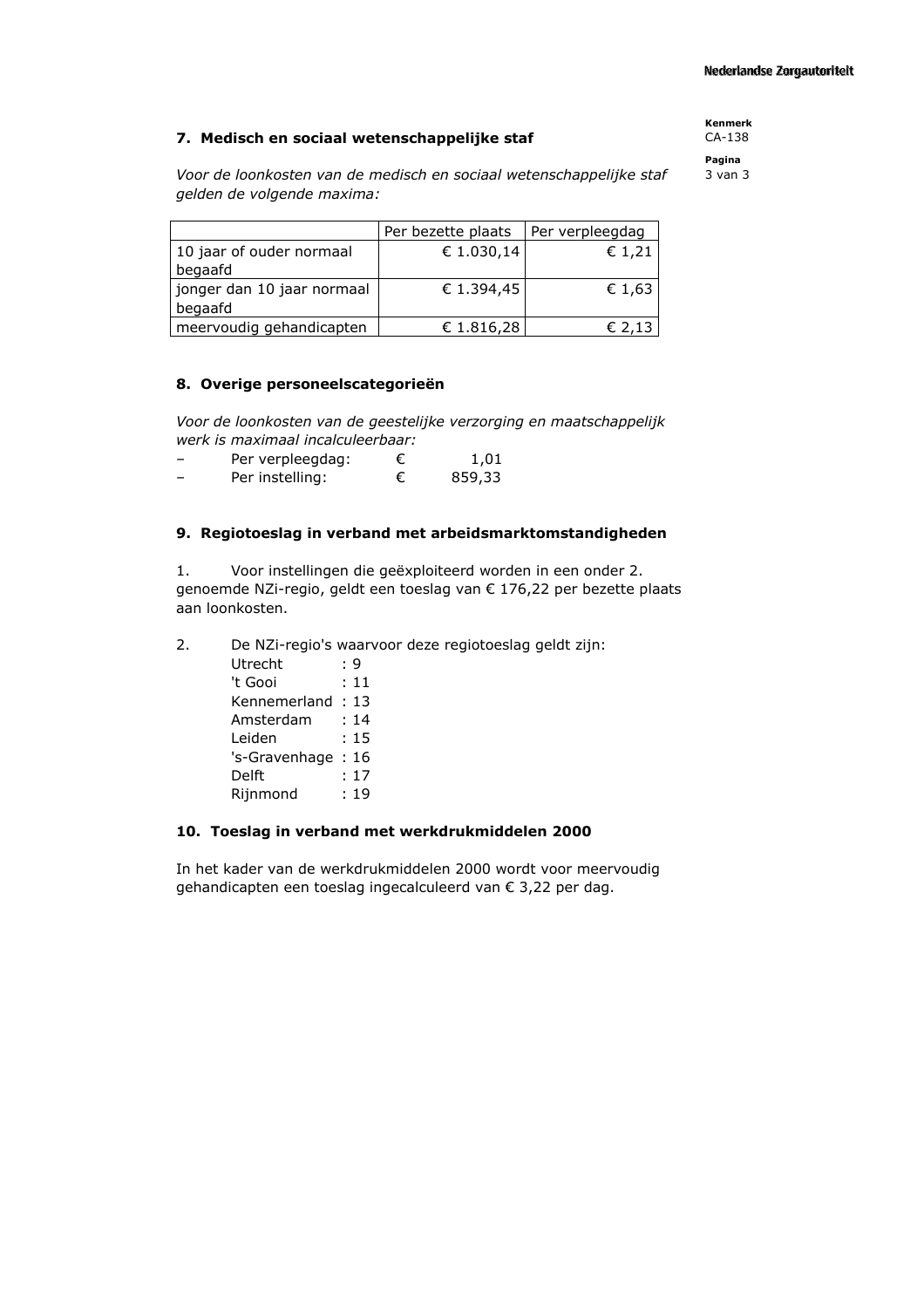## 7. Medisch en sociaal wetenschappelijke staf

*Voor de loonkosten van de medisch en sociaal wetenschappelijke staf gelden de volgende maxima:*

| | Per bezette plaats | Per verpleegdag |
|---|---:|---:|
| 10 jaar of ouder normaal begaafd | € 1.030,14 | € 1,21 |
| jonger dan 10 jaar normaal begaafd | € 1.394,45 | € 1,63 |
| meervoudig gehandicapten | € 1.816,28 | € 2,13 |

## 8. Overige personeelscategorieën

*Voor de loonkosten van de geestelijke verzorging en maatschappelijk werk is maximaal incalculeerbaar:*

- Per verpleegdag: € 1,01
- Per instelling: € 859,33

## 9. Regiotoeslag in verband met arbeidsmarktomstandigheden

1. Voor instellingen die geëxploiteerd worden in een onder 2. genoemde NZi-regio, geldt een toeslag van € 176,22 per bezette plaats aan loonkosten.

2. De NZi-regio's waarvoor deze regiotoeslag geldt zijn:
   - Utrecht : 9
   - 't Gooi : 11
   - Kennemerland : 13
   - Amsterdam : 14
   - Leiden : 15
   - 's-Gravenhage : 16
   - Delft : 17
   - Rijnmond : 19

## 10. Toeslag in verband met werkdrukmiddelen 2000

In het kader van de werkdrukmiddelen 2000 wordt voor meervoudig gehandicapten een toeslag ingecalculeerd van € 3,22 per dag.